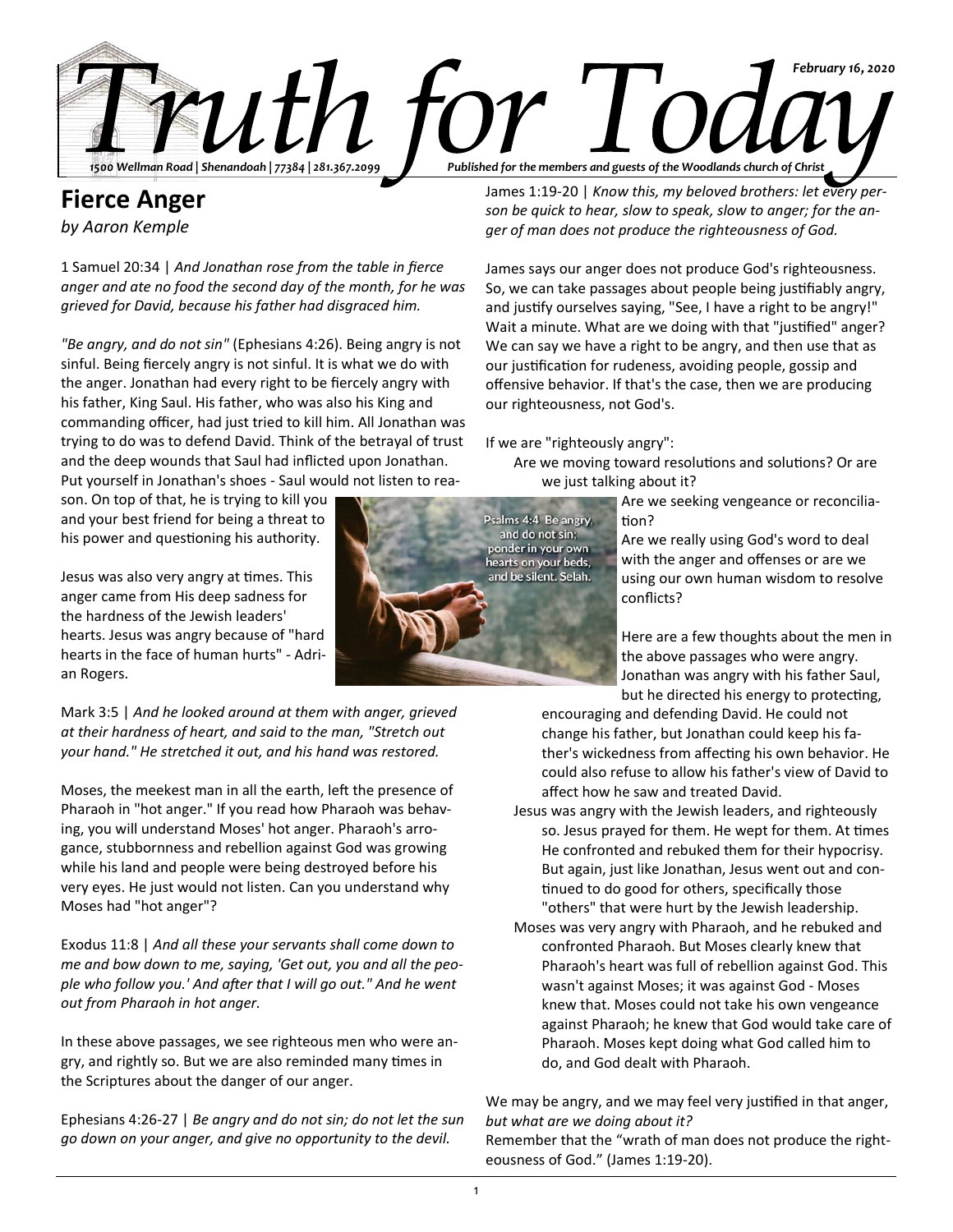# Truth for Today

February 16, 2020

1500 Wellman Road | Shenandoah | 77384 | 281.367.2099

Published for the members and guests of the Woodlands church of Christ

## Fierce Anger

*by Aaron Kemple*

1 Samuel 20:34 | *And Jonathan rose from the table in fierce anger and ate no food the second day of the month, for he was grieved for David, because his father had disgraced him.*

*"Be angry, and do not sin"* (Ephesians 4:26). Being angry is not sinful. Being fiercely angry is not sinful. It is what we do with the anger. Jonathan had every right to be fiercely angry with his father, King Saul. His father, who was also his King and commanding officer, had just tried to kill him. All Jonathan was trying to do was to defend David. Think of the betrayal of trust and the deep wounds that Saul had inflicted upon Jonathan. Put yourself in Jonathan's shoes - Saul would not listen to reason. On top of that, he is trying to kill you and your best friend for being a threat to his power and questioning his authority.

Jesus was also very angry at times. This anger came from His deep sadness for the hardness of the Jewish leaders' hearts. Jesus was angry because of "hard hearts in the face of human hurts" - Adrian Rogers.

Mark 3:5 | *And he looked around at them with anger, grieved at their hardness of heart, and said to the man, "Stretch out your hand." He stretched it out, and his hand was restored.*

Moses, the meekest man in all the earth, left the presence of Pharaoh in "hot anger." If you read how Pharaoh was behaving, you will understand Moses' hot anger. Pharaoh's arrogance, stubbornness and rebellion against God was growing while his land and people were being destroyed before his very eyes. He just would not listen. Can you understand why Moses had "hot anger"?

Exodus 11:8 | *And all these your servants shall come down to me and bow down to me, saying, 'Get out, you and all the people who follow you.' And after that I will go out." And he went out from Pharaoh in hot anger.*

In these above passages, we see righteous men who were angry, and rightly so. But we are also reminded many times in the Scriptures about the danger of our anger.

Ephesians 4:26-27 | *Be angry and do not sin; do not let the sun go down on your anger, and give no opportunity to the devil.*

James 1:19-20 | *Know this, my beloved brothers: let every person be quick to hear, slow to speak, slow to anger; for the anger of man does not produce the righteousness of God.*

James says our anger does not produce God's righteousness. So, we can take passages about people being justifiably angry, and justify ourselves saying, "See, I have a right to be angry!" Wait a minute. What are we doing with that "justified" anger? We can say we have a right to be angry, and then use that as our justification for rudeness, avoiding people, gossip and offensive behavior. If that's the case, then we are producing our righteousness, not God's.

Psalms 4:4 Be angry, and do not sin; ponder in your own hearts on your beds, and be silent. Selah.

If we are "righteously angry":

- Are we moving toward resolutions and solutions? Or are we just talking about it?
- Are we seeking vengeance or reconciliation?
- Are we really using God's word to deal with the anger and offenses or are we using our own human wisdom to resolve conflicts?

Here are a few thoughts about the men in the above passages who were angry.

- Jonathan was angry with his father Saul, but he directed his energy to protecting, encouraging and defending David. He could not change his father, but Jonathan could keep his father's wickedness from affecting his own behavior. He could also refuse to allow his father's view of David to affect how he saw and treated David.
- Jesus was angry with the Jewish leaders, and righteously so. Jesus prayed for them. He wept for them. At times He confronted and rebuked them for their hypocrisy. But again, just like Jonathan, Jesus went out and continued to do good for others, specifically those "others" that were hurt by the Jewish leadership.
- Moses was very angry with Pharaoh, and he rebuked and confronted Pharaoh. But Moses clearly knew that Pharaoh's heart was full of rebellion against God. This wasn't against Moses; it was against God - Moses knew that. Moses could not take his own vengeance against Pharaoh; he knew that God would take care of Pharaoh. Moses kept doing what God called him to do, and God dealt with Pharaoh.

We may be angry, and we may feel very justified in that anger, *but what are we doing about it?*

Remember that the "wrath of man does not produce the righteousness of God." (James 1:19-20).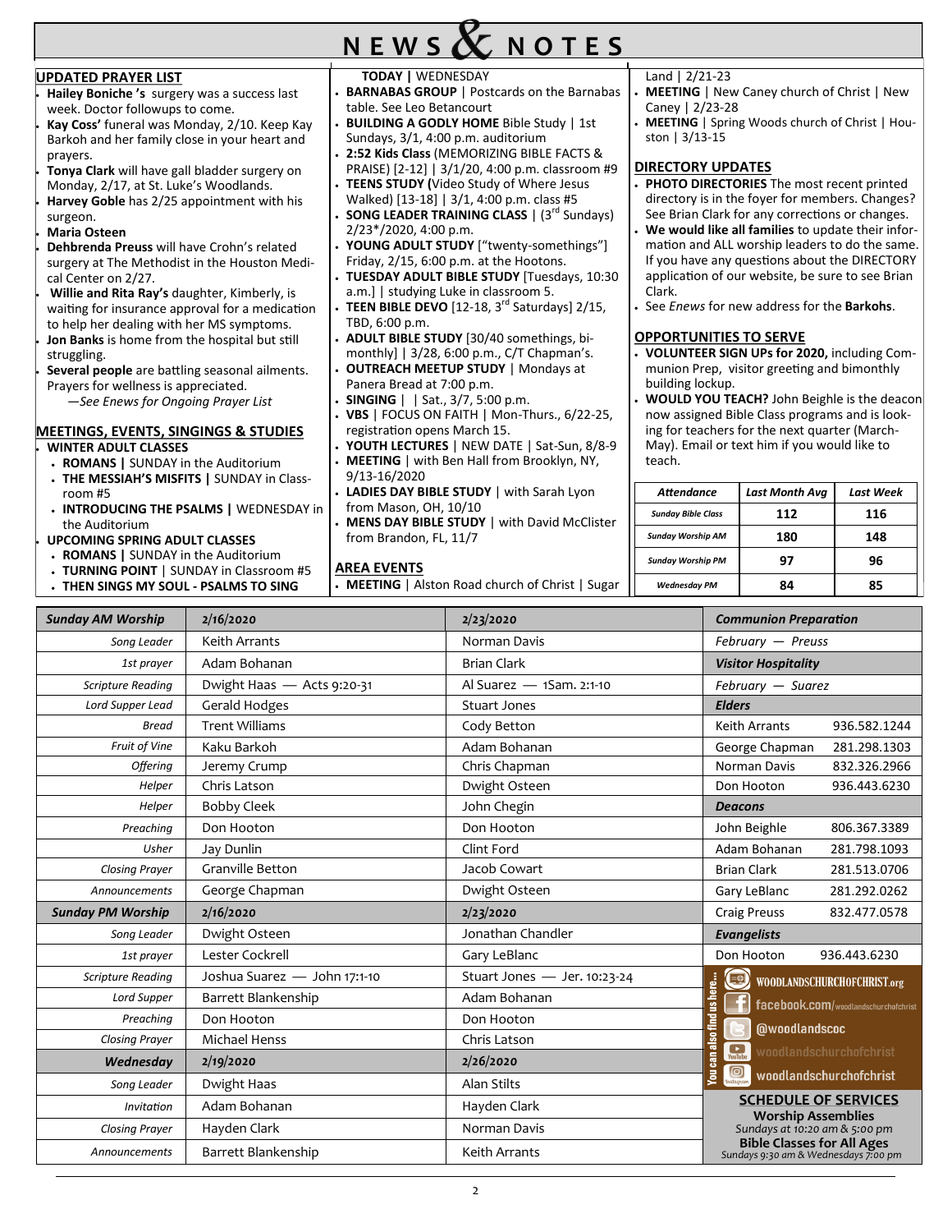# NEWS & NOTES

## UPDATED PRAYER LIST

- **Hailey Boniche 's** surgery was a success last week. Doctor followups to come.
- **Kay Coss'** funeral was Monday, 2/10. Keep Kay Barkoh and her family close in your heart and prayers.
- **Tonya Clark** will have gall bladder surgery on Monday, 2/17, at St. Luke's Woodlands.
- **Harvey Goble** has 2/25 appointment with his surgeon.
- **Maria Osteen**
- **Dehbrenda Preuss** will have Crohn's related surgery at The Methodist in the Houston Medical Center on 2/27.
- **Willie and Rita Ray's** daughter, Kimberly, is waiting for insurance approval for a medication to help her dealing with her MS symptoms.
- **Jon Banks** is home from the hospital but still struggling.
- **Several people** are battling seasonal ailments. Prayers for wellness is appreciated.

*—See Enews for Ongoing Prayer List*

## MEETINGS, EVENTS, SINGINGS & STUDIES

- **WINTER ADULT CLASSES**
  - **ROMANS |** SUNDAY in the Auditorium
  - **THE MESSIAH'S MISFITS |** SUNDAY in Classroom #5
  - **INTRODUCING THE PSALMS |** WEDNESDAY in the Auditorium
- **UPCOMING SPRING ADULT CLASSES**
  - **ROMANS |** SUNDAY in the Auditorium
  - **TURNING POINT** | SUNDAY in Classroom #5
  - **THEN SINGS MY SOUL - PSALMS TO SING**

**TODAY |** WEDNESDAY

- **BARNABAS GROUP** | Postcards on the Barnabas table. See Leo Betancourt
- **BUILDING A GODLY HOME** Bible Study | 1st Sundays, 3/1, 4:00 p.m. auditorium
- **2:52 Kids Class** (MEMORIZING BIBLE FACTS & PRAISE) [2-12] | 3/1/20, 4:00 p.m. classroom #9
- **TEENS STUDY (**Video Study of Where Jesus Walked) [13-18] | 3/1, 4:00 p.m. class #5
- **SONG LEADER TRAINING CLASS** | (3rd Sundays) 2/23*/2020, 4:00 p.m.
- **YOUNG ADULT STUDY** ["twenty-somethings"] Friday, 2/15, 6:00 p.m. at the Hootons.
- **TUESDAY ADULT BIBLE STUDY** [Tuesdays, 10:30 a.m.] | studying Luke in classroom 5.
- **TEEN BIBLE DEVO** [12-18, 3rd Saturdays] 2/15, TBD, 6:00 p.m.
- **ADULT BIBLE STUDY** [30/40 somethings, bimonthly] | 3/28, 6:00 p.m., C/T Chapman's.
- **OUTREACH MEETUP STUDY** | Mondays at Panera Bread at 7:00 p.m.
- **SINGING** | | Sat., 3/7, 5:00 p.m.
- **VBS** | FOCUS ON FAITH | Mon-Thurs., 6/22-25, registration opens March 15.
- **YOUTH LECTURES** | NEW DATE | Sat-Sun, 8/8-9
- **MEETING** | with Ben Hall from Brooklyn, NY, 9/13-16/2020
- **LADIES DAY BIBLE STUDY** | with Sarah Lyon from Mason, OH, 10/10
- **MENS DAY BIBLE STUDY** | with David McClister from Brandon, FL, 11/7

## AREA EVENTS

- **MEETING** | Alston Road church of Christ | Sugar Land | 2/21-23
- **MEETING** | New Caney church of Christ | New Caney | 2/23-28
- **MEETING** | Spring Woods church of Christ | Houston | 3/13-15

## DIRECTORY UPDATES

- **PHOTO DIRECTORIES** The most recent printed directory is in the foyer for members. Changes? See Brian Clark for any corrections or changes.
- **We would like all families** to update their information and ALL worship leaders to do the same. If you have any questions about the DIRECTORY application of our website, be sure to see Brian Clark.
- See *Enews* for new address for the **Barkohs**.

## OPPORTUNITIES TO SERVE

- **VOLUNTEER SIGN UPs for 2020,** including Communion Prep, visitor greeting and bimonthly building lockup.
- **WOULD YOU TEACH?** John Beighle is the deacon now assigned Bible Class programs and is looking for teachers for the next quarter (March-May). Email or text him if you would like to teach.

| Attendance | Last Month Avg | Last Week |
|---|---|---|
| Sunday Bible Class | 112 | 116 |
| Sunday Worship AM | 180 | 148 |
| Sunday Worship PM | 97 | 96 |
| Wednesday PM | 84 | 85 |

| Sunday AM Worship | 2/16/2020 | 2/23/2020 |
|---|---|---|
| Song Leader | Keith Arrants | Norman Davis |
| 1st prayer | Adam Bohanan | Brian Clark |
| Scripture Reading | Dwight Haas — Acts 9:20-31 | Al Suarez — 1Sam. 2:1-10 |
| Lord Supper Lead | Gerald Hodges | Stuart Jones |
| Bread | Trent Williams | Cody Betton |
| Fruit of Vine | Kaku Barkoh | Adam Bohanan |
| Offering | Jeremy Crump | Chris Chapman |
| Helper | Chris Latson | Dwight Osteen |
| Helper | Bobby Cleek | John Chegin |
| Preaching | Don Hooton | Don Hooton |
| Usher | Jay Dunlin | Clint Ford |
| Closing Prayer | Granville Betton | Jacob Cowart |
| Announcements | George Chapman | Dwight Osteen |
| **Sunday PM Worship** | **2/16/2020** | **2/23/2020** |
| Song Leader | Dwight Osteen | Jonathan Chandler |
| 1st prayer | Lester Cockrell | Gary LeBlanc |
| Scripture Reading | Joshua Suarez — John 17:1-10 | Stuart Jones — Jer. 10:23-24 |
| Lord Supper | Barrett Blankenship | Adam Bohanan |
| Preaching | Don Hooton | Don Hooton |
| Closing Prayer | Michael Henss | Chris Latson |
| **Wednesday** | **2/19/2020** | **2/26/2020** |
| Song Leader | Dwight Haas | Alan Stilts |
| Invitation | Adam Bohanan | Hayden Clark |
| Closing Prayer | Hayden Clark | Norman Davis |
| Announcements | Barrett Blankenship | Keith Arrants |

**Communion Preparation**
*February — Preuss*

**Visitor Hospitality**
*February — Suarez*

| Elders | |
|---|---|
| Keith Arrants | 936.582.1244 |
| George Chapman | 281.298.1303 |
| Norman Davis | 832.326.2966 |
| Don Hooton | 936.443.6230 |
| **Deacons** | |
| John Beighle | 806.367.3389 |
| Adam Bohanan | 281.798.1093 |
| Brian Clark | 281.513.0706 |
| Gary LeBlanc | 281.292.0262 |
| Craig Preuss | 832.477.0578 |
| **Evangelists** | |
| Don Hooton | 936.443.6230 |

You can also find us here...
- WOODLANDSCHURCHOFCHRIST.org
- facebook.com/woodlandschurchofchrist
- @woodlandscoc
- woodlandschurchofchrist
- woodlandschurchofchrist

## SCHEDULE OF SERVICES

**Worship Assemblies**
*Sundays at 10:20 am & 5:00 pm*

**Bible Classes for All Ages**
*Sundays 9:30 am & Wednesdays 7:00 pm*